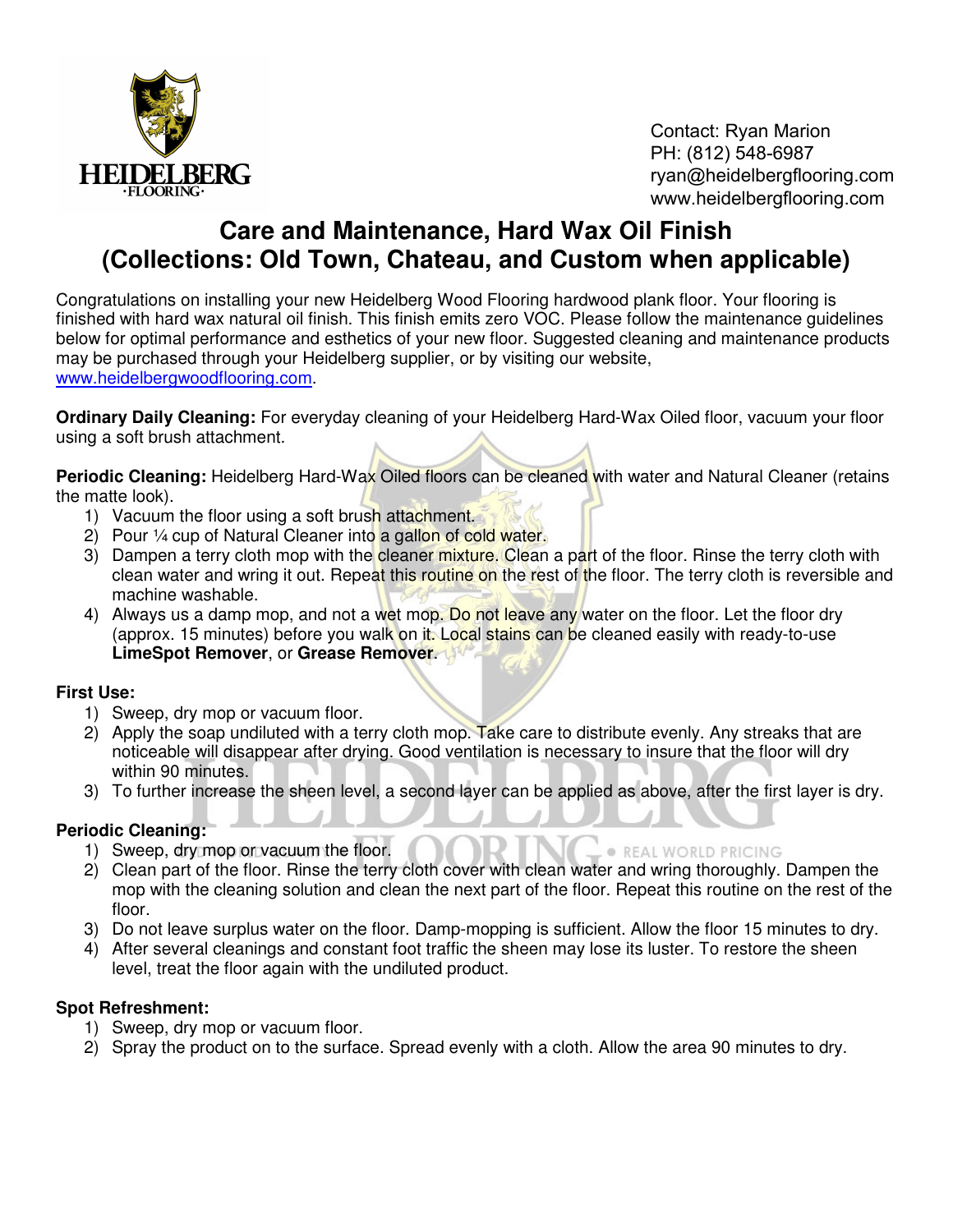HEIDELBERG
·FLOORING·

Contact: Ryan Marion
PH: (812) 548-6987
ryan@heidelbergflooring.com
www.heidelbergflooring.com

# Care and Maintenance, Hard Wax Oil Finish (Collections: Old Town, Chateau, and Custom when applicable)

Congratulations on installing your new Heidelberg Wood Flooring hardwood plank floor. Your flooring is finished with hard wax natural oil finish. This finish emits zero VOC. Please follow the maintenance guidelines below for optimal performance and esthetics of your new floor. Suggested cleaning and maintenance products may be purchased through your Heidelberg supplier, or by visiting our website, www.heidelbergwoodflooring.com.

**Ordinary Daily Cleaning:** For everyday cleaning of your Heidelberg Hard-Wax Oiled floor, vacuum your floor using a soft brush attachment.

**Periodic Cleaning:** Heidelberg Hard-Wax Oiled floors can be cleaned with water and Natural Cleaner (retains the matte look).

1) Vacuum the floor using a soft brush attachment.
2) Pour ¼ cup of Natural Cleaner into a gallon of cold water.
3) Dampen a terry cloth mop with the cleaner mixture. Clean a part of the floor. Rinse the terry cloth with clean water and wring it out. Repeat this routine on the rest of the floor. The terry cloth is reversible and machine washable.
4) Always us a damp mop, and not a wet mop. Do not leave any water on the floor. Let the floor dry (approx. 15 minutes) before you walk on it. Local stains can be cleaned easily with ready-to-use **LimeSpot Remover**, or **Grease Remover**.

**First Use:**

1) Sweep, dry mop or vacuum floor.
2) Apply the soap undiluted with a terry cloth mop. Take care to distribute evenly. Any streaks that are noticeable will disappear after drying. Good ventilation is necessary to insure that the floor will dry within 90 minutes.
3) To further increase the sheen level, a second layer can be applied as above, after the first layer is dry.

**Periodic Cleaning:**

1) Sweep, dry mop or vacuum the floor.
2) Clean part of the floor. Rinse the terry cloth cover with clean water and wring thoroughly. Dampen the mop with the cleaning solution and clean the next part of the floor. Repeat this routine on the rest of the floor.
3) Do not leave surplus water on the floor. Damp-mopping is sufficient. Allow the floor 15 minutes to dry.
4) After several cleanings and constant foot traffic the sheen may lose its luster. To restore the sheen level, treat the floor again with the undiluted product.

**Spot Refreshment:**

1) Sweep, dry mop or vacuum floor.
2) Spray the product on to the surface. Spread evenly with a cloth. Allow the area 90 minutes to dry.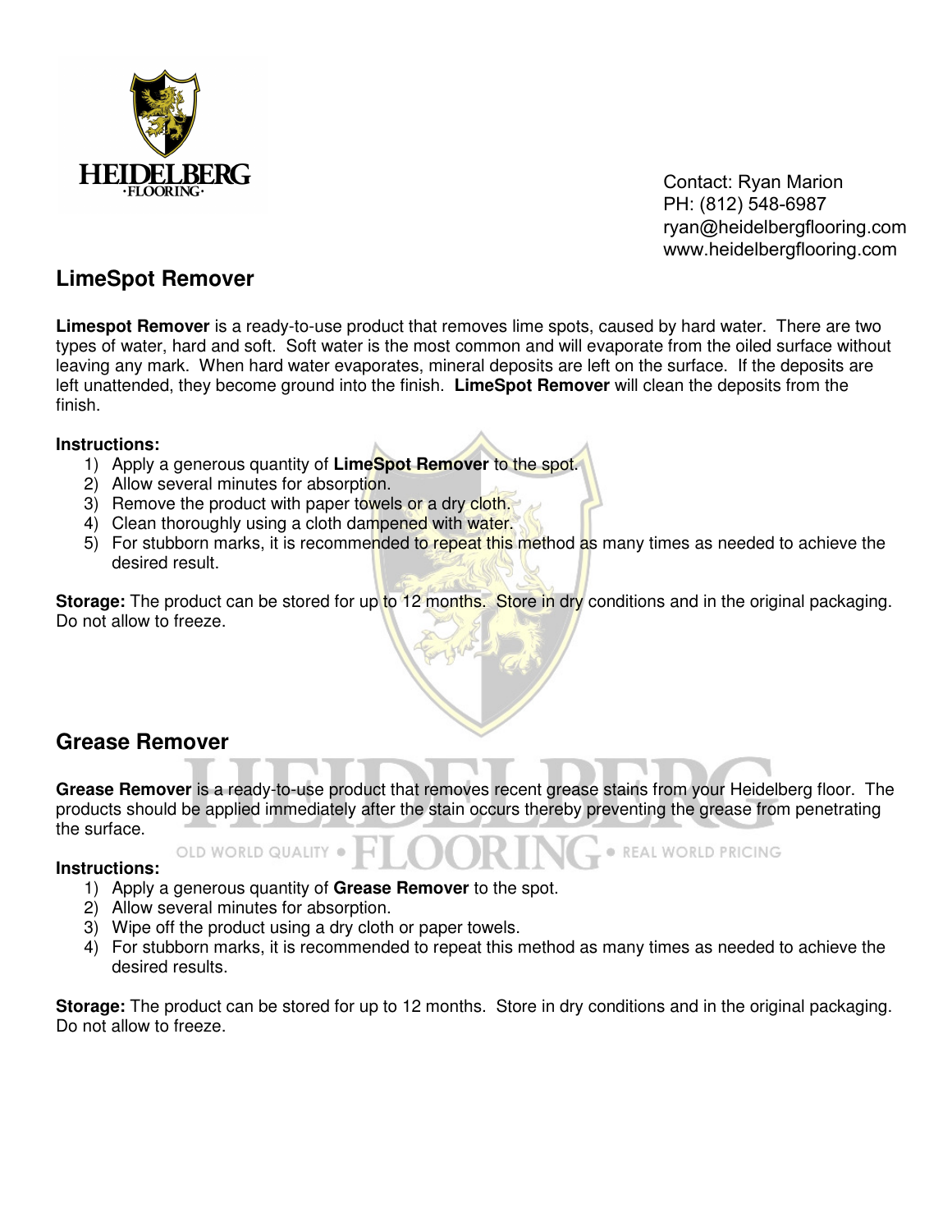Contact: Ryan Marion
PH: (812) 548-6987
ryan@heidelbergflooring.com
www.heidelbergflooring.com

## LimeSpot Remover

**Limespot Remover** is a ready-to-use product that removes lime spots, caused by hard water. There are two types of water, hard and soft. Soft water is the most common and will evaporate from the oiled surface without leaving any mark. When hard water evaporates, mineral deposits are left on the surface. If the deposits are left unattended, they become ground into the finish. **LimeSpot Remover** will clean the deposits from the finish.

**Instructions:**

1) Apply a generous quantity of **LimeSpot Remover** to the spot.
2) Allow several minutes for absorption.
3) Remove the product with paper towels or a dry cloth.
4) Clean thoroughly using a cloth dampened with water.
5) For stubborn marks, it is recommended to repeat this method as many times as needed to achieve the desired result.

**Storage:** The product can be stored for up to 12 months. Store in dry conditions and in the original packaging. Do not allow to freeze.

## Grease Remover

**Grease Remover** is a ready-to-use product that removes recent grease stains from your Heidelberg floor. The products should be applied immediately after the stain occurs thereby preventing the grease from penetrating the surface.

**Instructions:**

1) Apply a generous quantity of **Grease Remover** to the spot.
2) Allow several minutes for absorption.
3) Wipe off the product using a dry cloth or paper towels.
4) For stubborn marks, it is recommended to repeat this method as many times as needed to achieve the desired results.

**Storage:** The product can be stored for up to 12 months. Store in dry conditions and in the original packaging. Do not allow to freeze.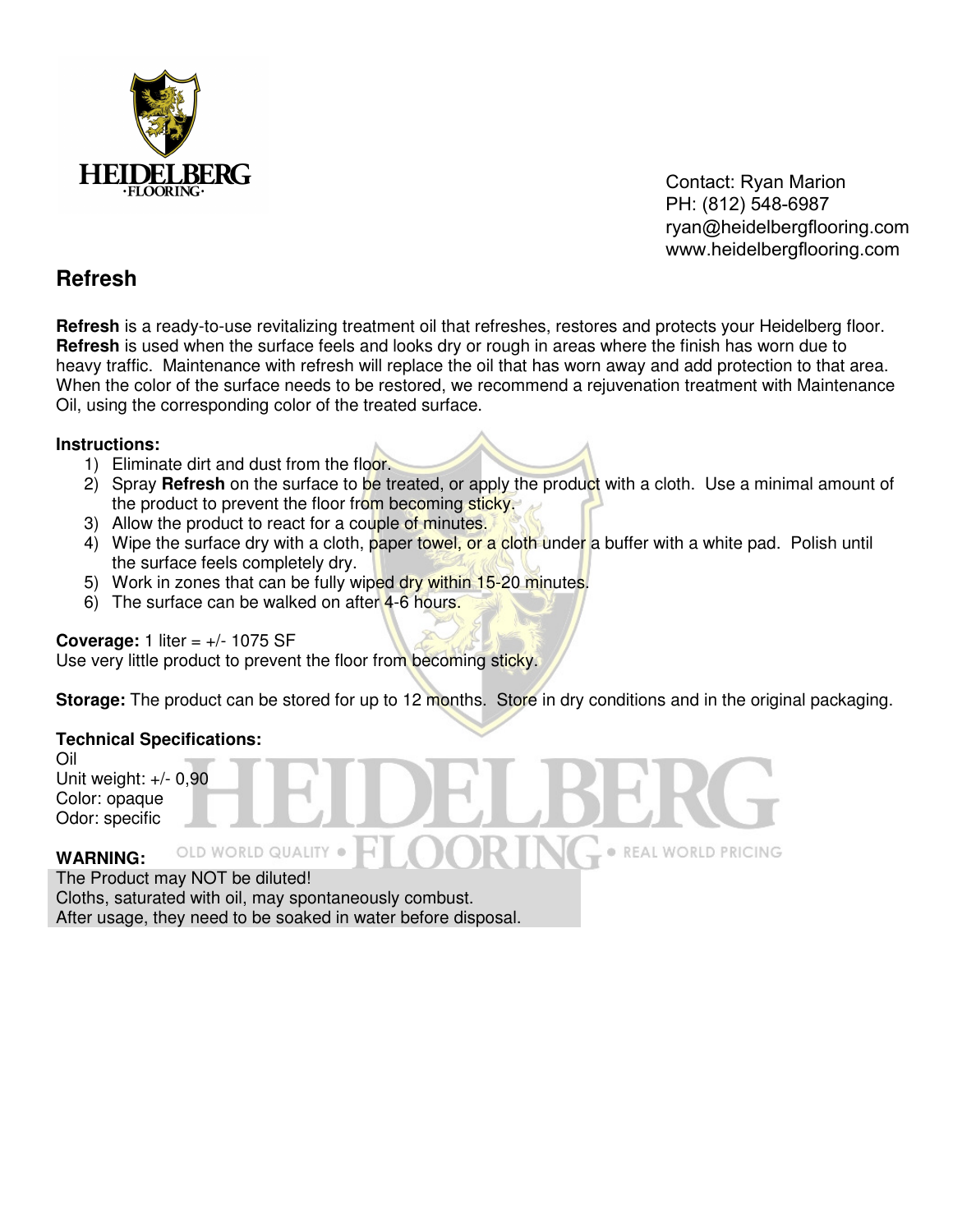Contact: Ryan Marion
PH: (812) 548-6987
ryan@heidelbergflooring.com
www.heidelbergflooring.com

## Refresh

**Refresh** is a ready-to-use revitalizing treatment oil that refreshes, restores and protects your Heidelberg floor. **Refresh** is used when the surface feels and looks dry or rough in areas where the finish has worn due to heavy traffic. Maintenance with refresh will replace the oil that has worn away and add protection to that area. When the color of the surface needs to be restored, we recommend a rejuvenation treatment with Maintenance Oil, using the corresponding color of the treated surface.

**Instructions:**

1) Eliminate dirt and dust from the floor.
2) Spray **Refresh** on the surface to be treated, or apply the product with a cloth. Use a minimal amount of the product to prevent the floor from becoming sticky.
3) Allow the product to react for a couple of minutes.
4) Wipe the surface dry with a cloth, paper towel, or a cloth under a buffer with a white pad. Polish until the surface feels completely dry.
5) Work in zones that can be fully wiped dry within 15-20 minutes.
6) The surface can be walked on after 4-6 hours.

**Coverage:** 1 liter = +/- 1075 SF
Use very little product to prevent the floor from becoming sticky.

**Storage:** The product can be stored for up to 12 months. Store in dry conditions and in the original packaging.

**Technical Specifications:**
Oil
Unit weight: +/- 0,90
Color: opaque
Odor: specific

**WARNING:**
The Product may NOT be diluted!
Cloths, saturated with oil, may spontaneously combust.
After usage, they need to be soaked in water before disposal.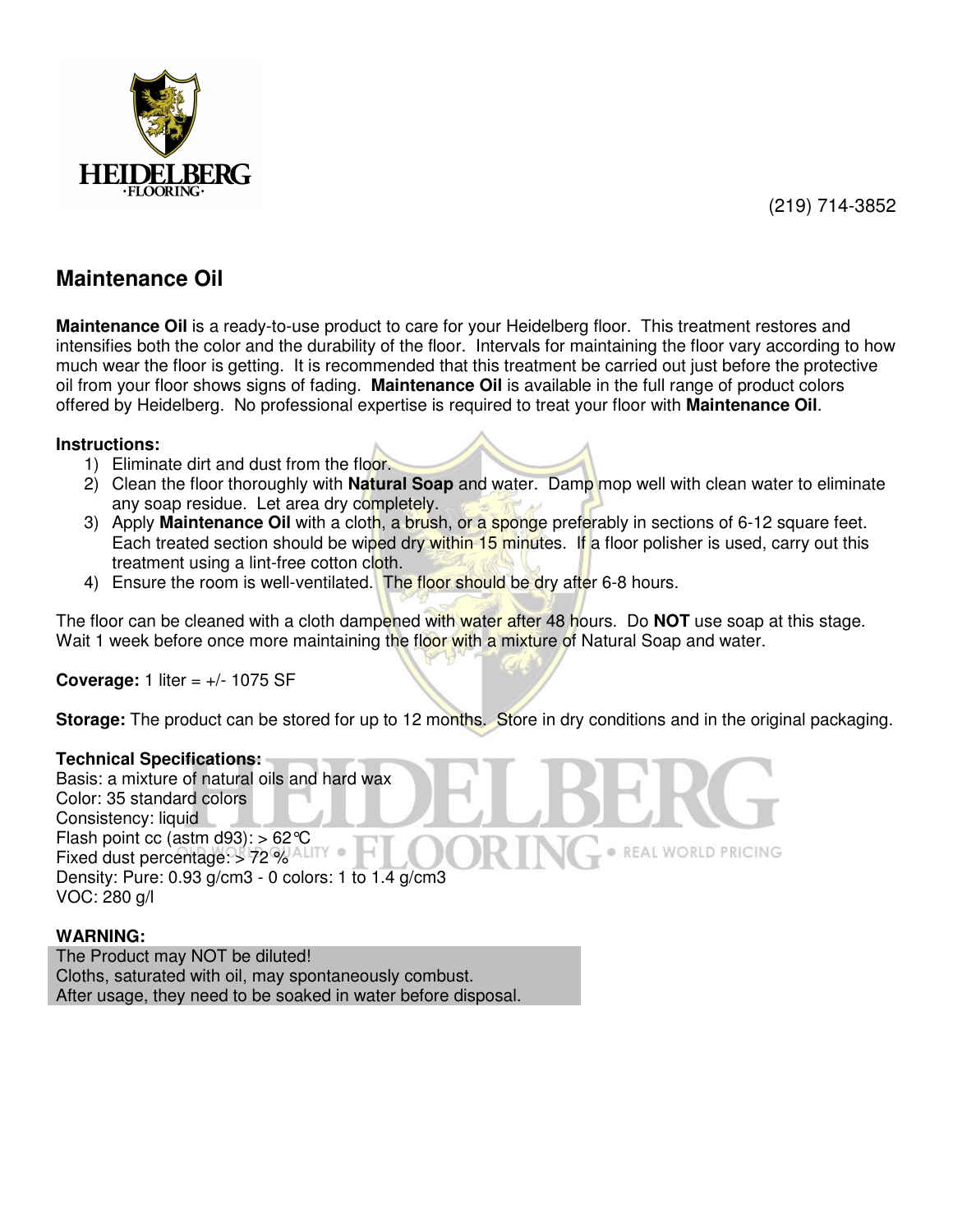(219) 714-3852

## Maintenance Oil

**Maintenance Oil** is a ready-to-use product to care for your Heidelberg floor. This treatment restores and intensifies both the color and the durability of the floor. Intervals for maintaining the floor vary according to how much wear the floor is getting. It is recommended that this treatment be carried out just before the protective oil from your floor shows signs of fading. **Maintenance Oil** is available in the full range of product colors offered by Heidelberg. No professional expertise is required to treat your floor with **Maintenance Oil**.

**Instructions:**

1) Eliminate dirt and dust from the floor.
2) Clean the floor thoroughly with **Natural Soap** and water. Damp mop well with clean water to eliminate any soap residue. Let area dry completely.
3) Apply **Maintenance Oil** with a cloth, a brush, or a sponge preferably in sections of 6-12 square feet. Each treated section should be wiped dry within 15 minutes. If a floor polisher is used, carry out this treatment using a lint-free cotton cloth.
4) Ensure the room is well-ventilated. The floor should be dry after 6-8 hours.

The floor can be cleaned with a cloth dampened with water after 48 hours. Do **NOT** use soap at this stage. Wait 1 week before once more maintaining the floor with a mixture of Natural Soap and water.

**Coverage:** 1 liter = +/- 1075 SF

**Storage:** The product can be stored for up to 12 months. Store in dry conditions and in the original packaging.

**Technical Specifications:**
Basis: a mixture of natural oils and hard wax
Color: 35 standard colors
Consistency: liquid
Flash point cc (astm d93): > 62℃
Fixed dust percentage: > 72 %
Density: Pure: 0.93 g/cm3 - 0 colors: 1 to 1.4 g/cm3
VOC: 280 g/l

**WARNING:**
The Product may NOT be diluted!
Cloths, saturated with oil, may spontaneously combust.
After usage, they need to be soaked in water before disposal.